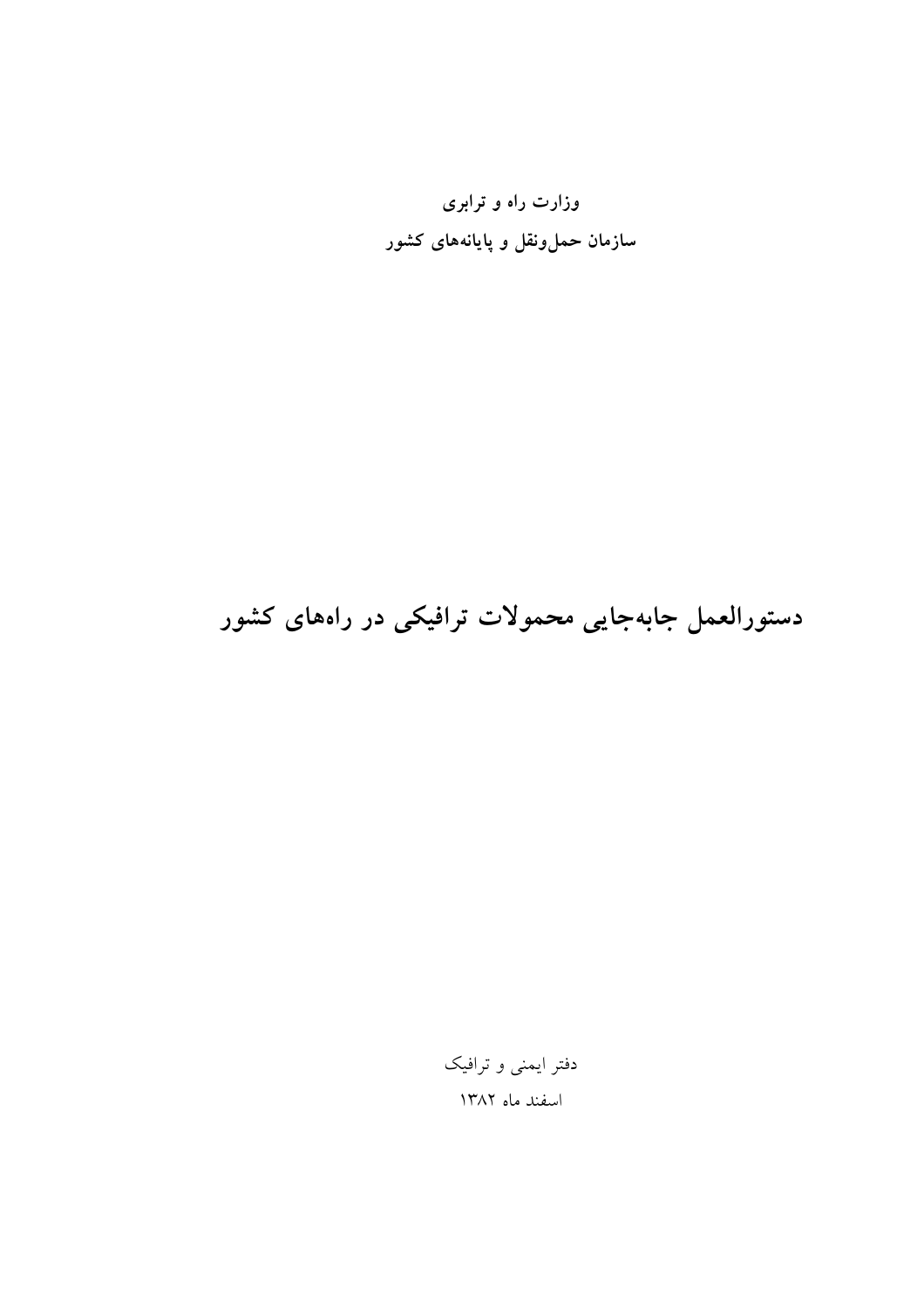**وزارت راه و ترابری**

**سازمان حمل‌ونقل و پایانه‌های کشور**

# دستورالعمل جابه‌جایی محمولات ترافیکی در راه‌های کشور

دفتر ایمنی و ترافیک

اسفند ماه ۱۳۸۲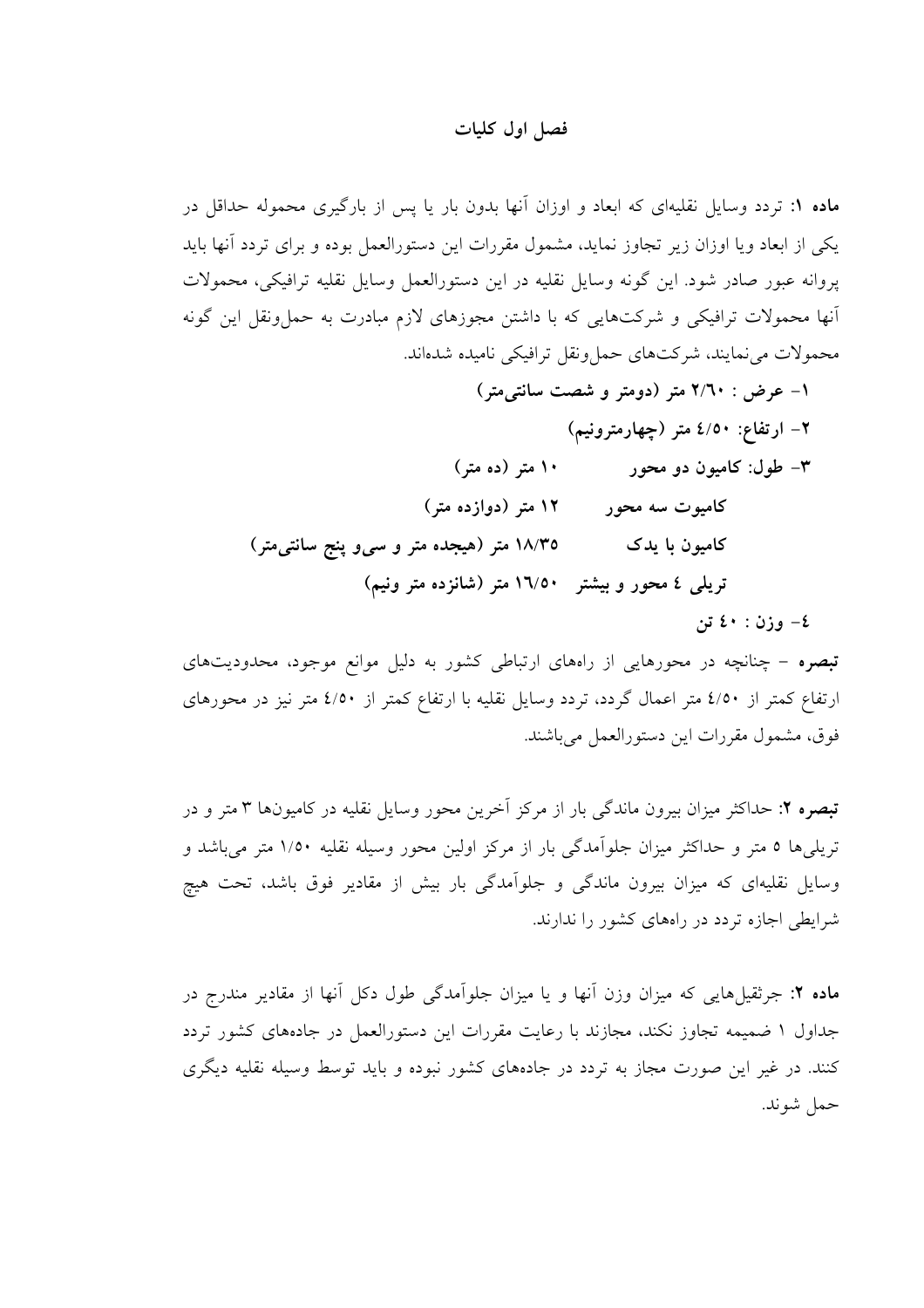## فصل اول کلیات

**ماده ۱:** تردد وسایل نقلیه‌ای که ابعاد و اوزان آنها بدون بار یا پس از بارگیری محموله حداقل در یکی از ابعاد ویا اوزان زیر تجاوز نماید، مشمول مقررات این دستورالعمل بوده و برای تردد آنها باید پروانه عبور صادر شود. این گونه وسایل نقلیه در این دستورالعمل وسایل نقلیه ترافیکی، محمولات آنها محمولات ترافیکی و شرکت‌هایی که با داشتن مجوزهای لازم مبادرت به حمل‌ونقل این گونه محمولات می‌نمایند، شرکت‌های حمل‌ونقل ترافیکی نامیده شده‌اند.

**۱- عرض : ۲/۶۰ متر (دومتر و شصت سانتی‌متر)**

**۲- ارتفاع: ٤/٥٠ متر (چهارمترونیم)**

**۳- طول: کامیون دو محور ۱۰ متر (ده متر)**

**کامیوت سه محور ۱۲ متر (دوازده متر)**

**کامیون با یدک ۱۸/۳۵ متر (هیجده متر و سی‌و پنج سانتی‌متر)**

**تریلی ٤ محور و بیشتر ۱٦/٥٠ متر (شانزده متر ونیم)**

**٤- وزن : ٤٠ تن**

**تبصره** - چنانچه در محورهایی از راه‌های ارتباطی کشور به دلیل موانع موجود، محدودیت‌های ارتفاع کمتر از ٤/٥٠ متر اعمال گردد، تردد وسایل نقلیه با ارتفاع کمتر از ٤/٥٠ متر نیز در محورهای فوق، مشمول مقررات این دستورالعمل می‌باشند.

**تبصره ۲:** حداکثر میزان بیرون ماندگی بار از مرکز آخرین محور وسایل نقلیه در کامیون‌ها ۳ متر و در تریلی‌ها ۵ متر و حداکثر میزان جلوآمدگی بار از مرکز اولین محور وسیله نقلیه ۱/٥٠ متر می‌باشد و وسایل نقلیه‌ای که میزان بیرون ماندگی و جلوآمدگی بار بیش از مقادیر فوق باشد، تحت هیچ شرایطی اجازه تردد در راه‌های کشور را ندارند.

**ماده ۲:** جرثقیل‌هایی که میزان وزن آنها و یا میزان جلوآمدگی طول دکل آنها از مقادیر مندرج در جداول ۱ ضمیمه تجاوز نکند، مجازند با رعایت مقررات این دستورالعمل در جاده‌های کشور تردد کنند. در غیر این صورت مجاز به تردد در جاده‌های کشور نبوده و باید توسط وسیله نقلیه دیگری حمل شوند.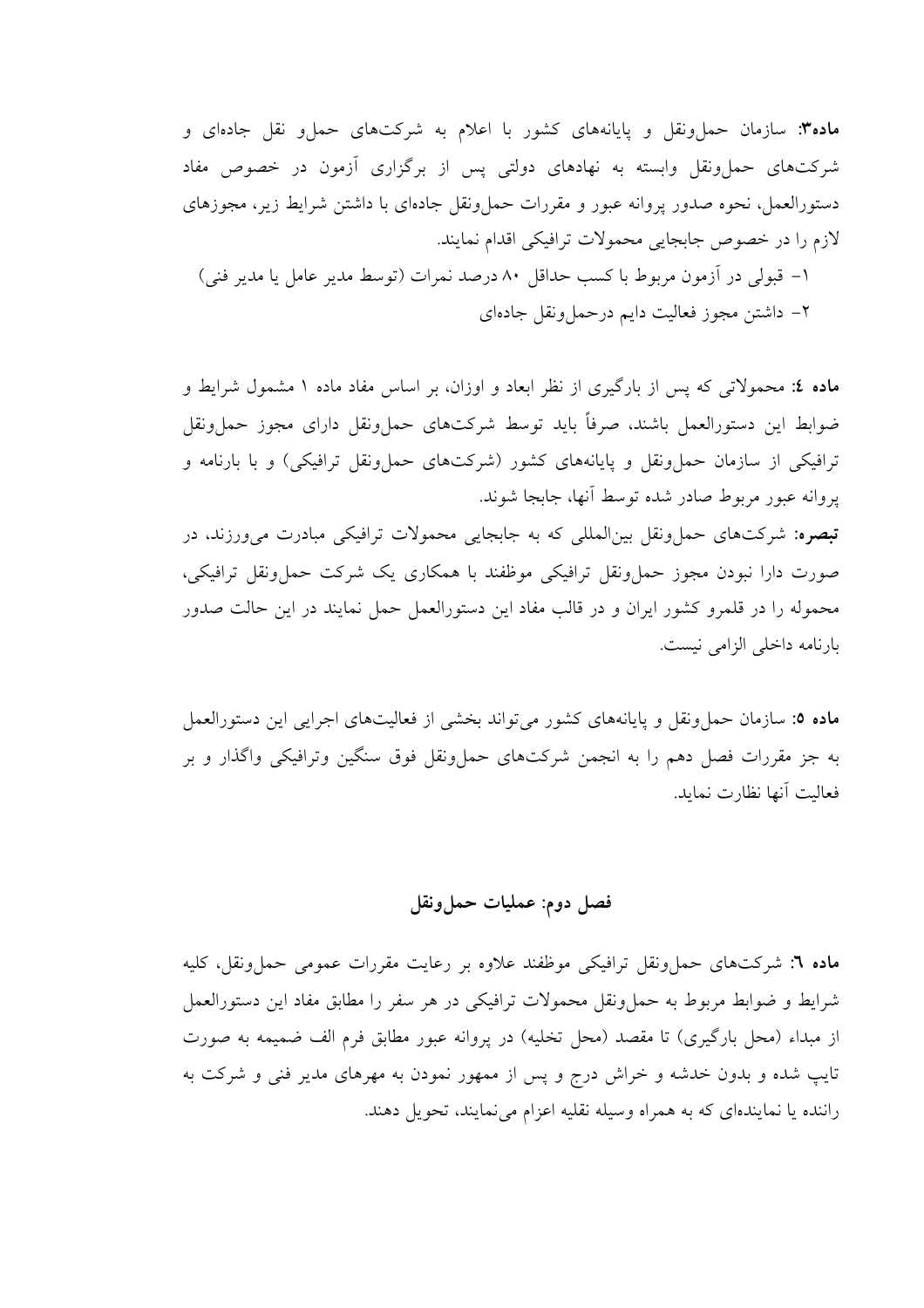**ماده۳:** سازمان حمل‌ونقل و پایانه‌های کشور با اعلام به شرکت‌های حمل‌و نقل جاده‌ای و شرکت‌های حمل‌ونقل وابسته به نهادهای دولتی پس از برگزاری آزمون در خصوص مفاد دستورالعمل، نحوه صدور پروانه عبور و مقررات حمل‌ونقل جاده‌ای با داشتن شرایط زیر، مجوزهای لازم را در خصوص جابجایی محمولات ترافیکی اقدام نمایند.

۱- قبولی در آزمون مربوط با کسب حداقل ۸۰ درصد نمرات (توسط مدیر عامل یا مدیر فنی)

۲- داشتن مجوز فعالیت دایم درحمل‌ونقل جاده‌ای

**ماده ٤:** محمولاتی که پس از بارگیری از نظر ابعاد و اوزان، بر اساس مفاد ماده ۱ مشمول شرایط و ضوابط این دستورالعمل باشند، صرفاً باید توسط شرکت‌های حمل‌ونقل دارای مجوز حمل‌ونقل ترافیکی از سازمان حمل‌ونقل و پایانه‌های کشور (شرکت‌های حمل‌ونقل ترافیکی) و با بارنامه و پروانه عبور مربوط صادر شده توسط آنها، جابجا شوند.

**تبصره:** شرکت‌های حمل‌ونقل بین‌المللی که به جابجایی محمولات ترافیکی مبادرت می‌ورزند، در صورت دارا نبودن مجوز حمل‌ونقل ترافیکی موظفند با همکاری یک شرکت حمل‌ونقل ترافیکی، محموله را در قلمرو کشور ایران و در قالب مفاد این دستورالعمل حمل نمایند در این حالت صدور بارنامه داخلی الزامی نیست.

**ماده ٥:** سازمان حمل‌ونقل و پایانه‌های کشور می‌تواند بخشی از فعالیت‌های اجرایی این دستورالعمل به جز مقررات فصل دهم را به انجمن شرکت‌های حمل‌ونقل فوق سنگین وترافیکی واگذار و بر فعالیت آنها نظارت نماید.

## فصل دوم: عملیات حمل‌ونقل

**ماده ٦:** شرکت‌های حمل‌ونقل ترافیکی موظفند علاوه بر رعایت مقررات عمومی حمل‌ونقل، کلیه شرایط و ضوابط مربوط به حمل‌ونقل محمولات ترافیکی در هر سفر را مطابق مفاد این دستورالعمل از مبداء (محل بارگیری) تا مقصد (محل تخلیه) در پروانه عبور مطابق فرم الف ضمیمه به صورت تایپ شده و بدون خدشه و خراش درج و پس از ممهور نمودن به مهرهای مدیر فنی و شرکت به راننده یا نماینده‌ای که به همراه وسیله نقلیه اعزام می‌نمایند، تحویل دهند.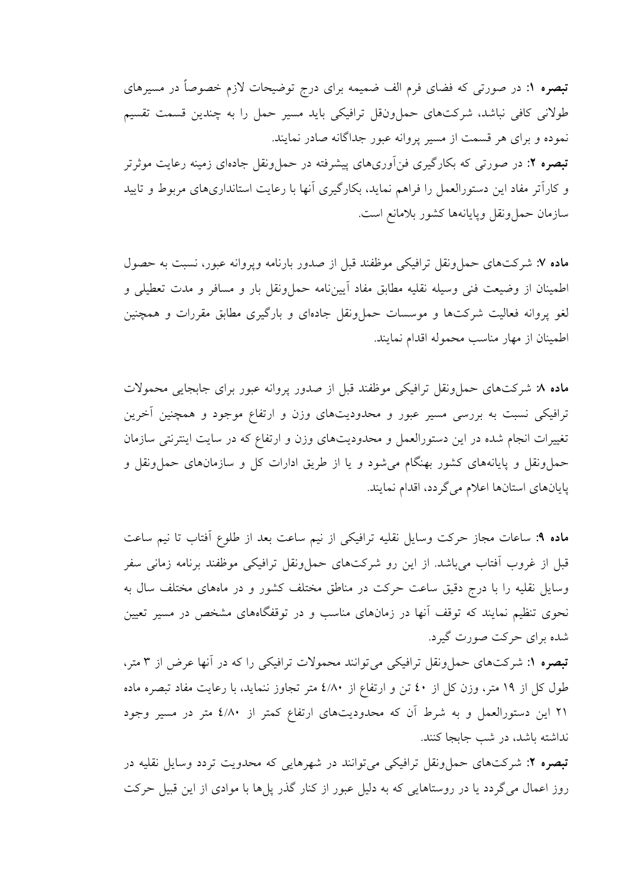**تبصره ۱:** در صورتی که فضای فرم الف ضمیمه برای درج توضیحات لازم خصوصاً در مسیرهای طولانی کافی نباشد، شرکت‌های حمل‌ونقل ترافیکی باید مسیر حمل را به چندین قسمت تقسیم نموده و برای هر قسمت از مسیر پروانه عبور جداگانه صادر نمایند.

**تبصره ۲:** در صورتی که بکارگیری فن‌آوری‌های پیشرفته در حمل‌ونقل جاده‌ای زمینه رعایت موثرتر و کارآتر مفاد این دستورالعمل را فراهم نماید، بکارگیری آنها با رعایت استانداری‌های مربوط و تایید سازمان حمل‌ونقل وپایانه‌ها کشور بلامانع است.

**ماده ۷:** شرکت‌های حمل‌ونقل ترافیکی موظفند قبل از صدور بارنامه وپروانه عبور، نسبت به حصول اطمینان از وضیعت فنی وسیله نقلیه مطابق مفاد آیین‌نامه حمل‌ونقل بار و مسافر و مدت تعطیلی و لغو پروانه فعالیت شرکت‌ها و موسسات حمل‌ونقل جاده‌ای و بارگیری مطابق مقررات و همچنین اطمینان از مهار مناسب محموله اقدام نمایند.

**ماده ۸:** شرکت‌های حمل‌ونقل ترافیکی موظفند قبل از صدور پروانه عبور برای جابجایی محمولات ترافیکی نسبت به بررسی مسیر عبور و محدودیت‌های وزن و ارتفاع موجود و همچنین آخرین تغییرات انجام شده در این دستورالعمل و محدودیت‌های وزن و ارتفاع که در سایت اینترنتی سازمان حمل‌ونقل و پایانه‌های کشور بهنگام می‌شود و یا از طریق ادارات کل و سازمان‌های حمل‌ونقل و پایان‌های استان‌ها اعلام می‌گردد، اقدام نمایند.

**ماده ۹:** ساعات مجاز حرکت وسایل نقلیه ترافیکی از نیم ساعت بعد از طلوع آفتاب تا نیم ساعت قبل از غروب آفتاب می‌باشد. از این رو شرکت‌های حمل‌ونقل ترافیکی موظفند برنامه زمانی سفر وسایل نقلیه را با درج دقیق ساعت حرکت در مناطق مختلف کشور و در ماه‌های مختلف سال به نحوی تنظیم نمایند که توقف آنها در زمان‌های مناسب و در توقفگاه‌های مشخص در مسیر تعیین شده برای حرکت صورت گیرد.

**تبصره ۱:** شرکت‌های حمل‌ونقل ترافیکی می‌توانند محمولات ترافیکی را که در آنها عرض از ۳ متر، طول کل از ۱۹ متر، وزن کل از ۴۰ تن و ارتفاع از ۴/۸۰ متر تجاوز ننماید، با رعایت مفاد تبصره ماده ۲۱ این دستورالعمل و به شرط آن که محدودیت‌های ارتفاع کمتر از ۴/۸۰ متر در مسیر وجود نداشته باشد، در شب جابجا کنند.

**تبصره ۲:** شرکت‌های حمل‌ونقل ترافیکی می‌توانند در شهرهایی که محدویت تردد وسایل نقلیه در روز اعمال می‌گردد یا در روستاهایی که به دلیل عبور از کنار گذر پل‌ها با موادی از این قبیل حرکت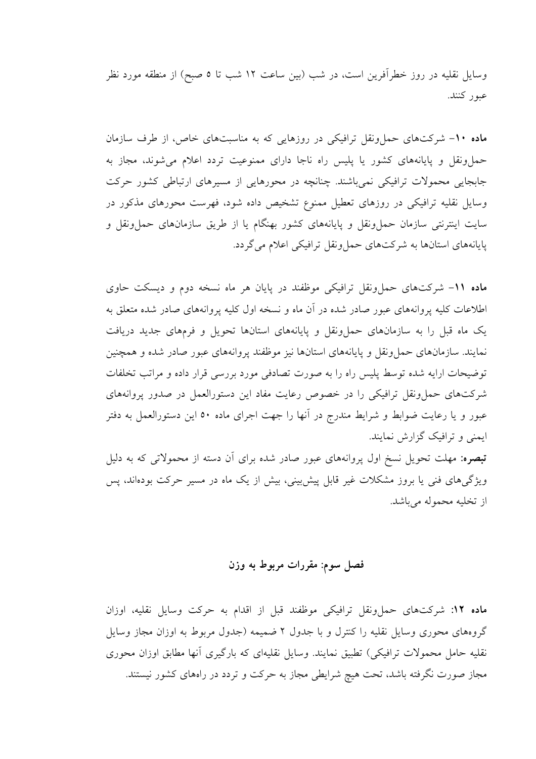وسایل نقلیه در روز خطرآفرین است، در شب (بین ساعت ۱۲ شب تا ۵ صبح) از منطقه مورد نظر عبور کنند.

**ماده ۱۰-** شرکت‌های حمل‌ونقل ترافیکی در روزهایی که به مناسبت‌های خاص، از طرف سازمان حمل‌ونقل و پایانه‌های کشور یا پلیس راه ناجا دارای ممنوعیت تردد اعلام می‌شوند، مجاز به جابجایی محمولات ترافیکی نمی‌باشند. چنانچه در محورهایی از مسیرهای ارتباطی کشور حرکت وسایل نقلیه ترافیکی در روزهای تعطیل ممنوع تشخیص داده شود، فهرست محورهای مذکور در سایت اینترنتی سازمان حمل‌ونقل و پایانه‌های کشور بهنگام یا از طریق سازمان‌های حمل‌ونقل و پایانه‌های استان‌ها به شرکت‌های حمل‌ونقل ترافیکی اعلام می‌گردد.

**ماده ۱۱-** شرکت‌های حمل‌ونقل ترافیکی موظفند در پایان هر ماه نسخه دوم و دیسکت حاوی اطلاعات کلیه پروانه‌های عبور صادر شده در آن ماه و نسخه اول کلیه پروانه‌های صادر شده متعلق به یک ماه قبل را به سازمان‌های حمل‌ونقل و پایانه‌های استان‌ها تحویل و فرم‌های جدید دریافت نمایند. سازمان‌های حمل‌ونقل و پایانه‌های استان‌ها نیز موظفند پروانه‌های عبور صادر شده و همچنین توضیحات ارایه شده توسط پلیس راه را به صورت تصادفی مورد بررسی قرار داده و مراتب تخلفات شرکت‌های حمل‌ونقل ترافیکی را در خصوص رعایت مفاد این دستورالعمل در صدور پروانه‌های عبور و یا رعایت ضوابط و شرایط مندرج در آنها را جهت اجرای ماده ۵۰ این دستورالعمل به دفتر ایمنی و ترافیک گزارش نمایند.

**تبصره:** مهلت تحویل نسخ اول پروانه‌های عبور صادر شده برای آن دسته از محمولاتی که به دلیل ویژگی‌های فنی یا بروز مشکلات غیر قابل پیش‌بینی، بیش از یک ماه در مسیر حرکت بوده‌اند، پس از تخلیه محموله می‌باشد.

## فصل سوم: مقررات مربوط به وزن

**ماده ۱۲:** شرکت‌های حمل‌ونقل ترافیکی موظفند قبل از اقدام به حرکت وسایل نقلیه، اوزان گروه‌های محوری وسایل نقلیه را کنترل و با جدول ۲ ضمیمه (جدول مربوط به اوزان مجاز وسایل نقلیه حامل محمولات ترافیکی) تطبیق نمایند. وسایل نقلیه‌ای که بارگیری آنها مطابق اوزان محوری مجاز صورت نگرفته باشد، تحت هیچ شرایطی مجاز به حرکت و تردد در راه‌های کشور نیستند.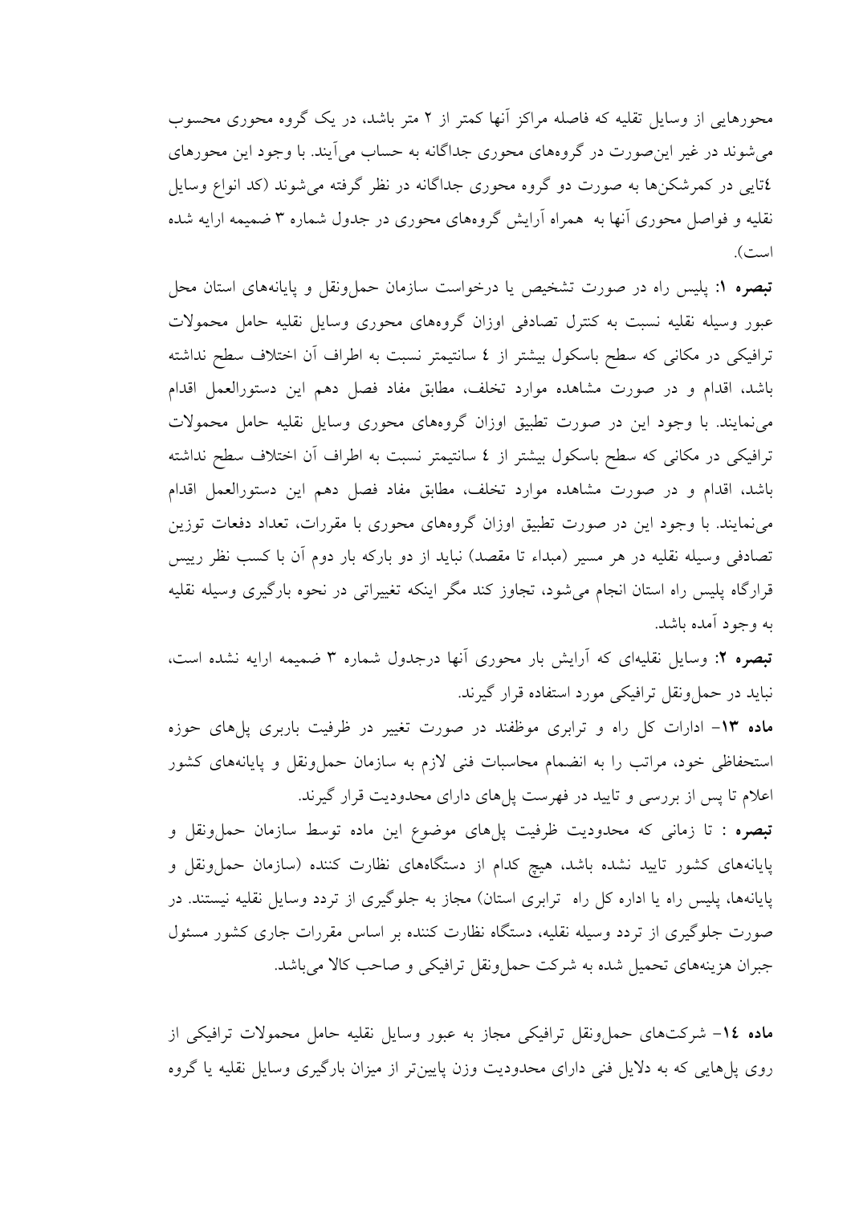محورهایی از وسایل تقلیه که فاصله مراکز آنها کمتر از ۲ متر باشد، در یک گروه محوری محسوب می‌شوند در غیر این‌صورت در گروه‌های محوری جداگانه به حساب می‌آیند. با وجود این محورهای ٤تایی در کمرشکن‌ها به صورت دو گروه محوری جداگانه در نظر گرفته می‌شوند (کد انواع وسایل نقلیه و فواصل محوری آنها به همراه آرایش گروه‌های محوری در جدول شماره ۳ ضمیمه ارایه شده است).

**تبصره ۱:** پلیس راه در صورت تشخیص یا درخواست سازمان حمل‌ونقل و پایانه‌های استان محل عبور وسیله نقلیه نسبت به کنترل تصادفی اوزان گروه‌های محوری وسایل نقلیه حامل محمولات ترافیکی در مکانی که سطح باسکول بیشتر از ٤ سانتیمتر نسبت به اطراف آن اختلاف سطح نداشته باشد، اقدام و در صورت مشاهده موارد تخلف، مطابق مفاد فصل دهم این دستورالعمل اقدام می‌نمایند. با وجود این در صورت تطبیق اوزان گروه‌های محوری وسایل نقلیه حامل محمولات ترافیکی در مکانی که سطح باسکول بیشتر از ٤ سانتیمتر نسبت به اطراف آن اختلاف سطح نداشته باشد، اقدام و در صورت مشاهده موارد تخلف، مطابق مفاد فصل دهم این دستورالعمل اقدام می‌نمایند. با وجود این در صورت تطبیق اوزان گروه‌های محوری با مقررات، تعداد دفعات توزین تصادفی وسیله نقلیه در هر مسیر (مبداء تا مقصد) نباید از دو بارکه بار دوم آن با کسب نظر رییس قرارگاه پلیس راه استان انجام می‌شود، تجاوز کند مگر اینکه تغییراتی در نحوه بارگیری وسیله نقلیه به وجود آمده باشد.

**تبصره ۲:** وسایل نقلیه‌ای که آرایش بار محوری آنها درجدول شماره ۳ ضمیمه ارایه نشده است، نباید در حمل‌ونقل ترافیکی مورد استفاده قرار گیرند.

**ماده ۱۳**– ادارات کل راه و ترابری موظفند در صورت تغییر در ظرفیت باربری پل‌های حوزه استحفاظی خود، مراتب را به انضمام محاسبات فنی لازم به سازمان حمل‌ونقل و پایانه‌های کشور اعلام تا پس از بررسی و تایید در فهرست پل‌های دارای محدودیت قرار گیرند.

**تبصره** : تا زمانی که محدودیت ظرفیت پل‌های موضوع این ماده توسط سازمان حمل‌ونقل و پایانه‌های کشور تایید نشده باشد، هیچ کدام از دستگاه‌های نظارت کننده (سازمان حمل‌ونقل و پایانه‌ها، پلیس راه یا اداره کل راه ترابری استان) مجاز به جلوگیری از تردد وسایل نقلیه نیستند. در صورت جلوگیری از تردد وسیله نقلیه، دستگاه نظارت کننده بر اساس مقررات جاری کشور مسئول جبران هزینه‌های تحمیل شده به شرکت حمل‌ونقل ترافیکی و صاحب کالا می‌باشد.

**ماده ١٤**– شرکت‌های حمل‌ونقل ترافیکی مجاز به عبور وسایل نقلیه حامل محمولات ترافیکی از روی پل‌هایی که به دلایل فنی دارای محدودیت وزن پایین‌تر از میزان بارگیری وسایل نقلیه یا گروه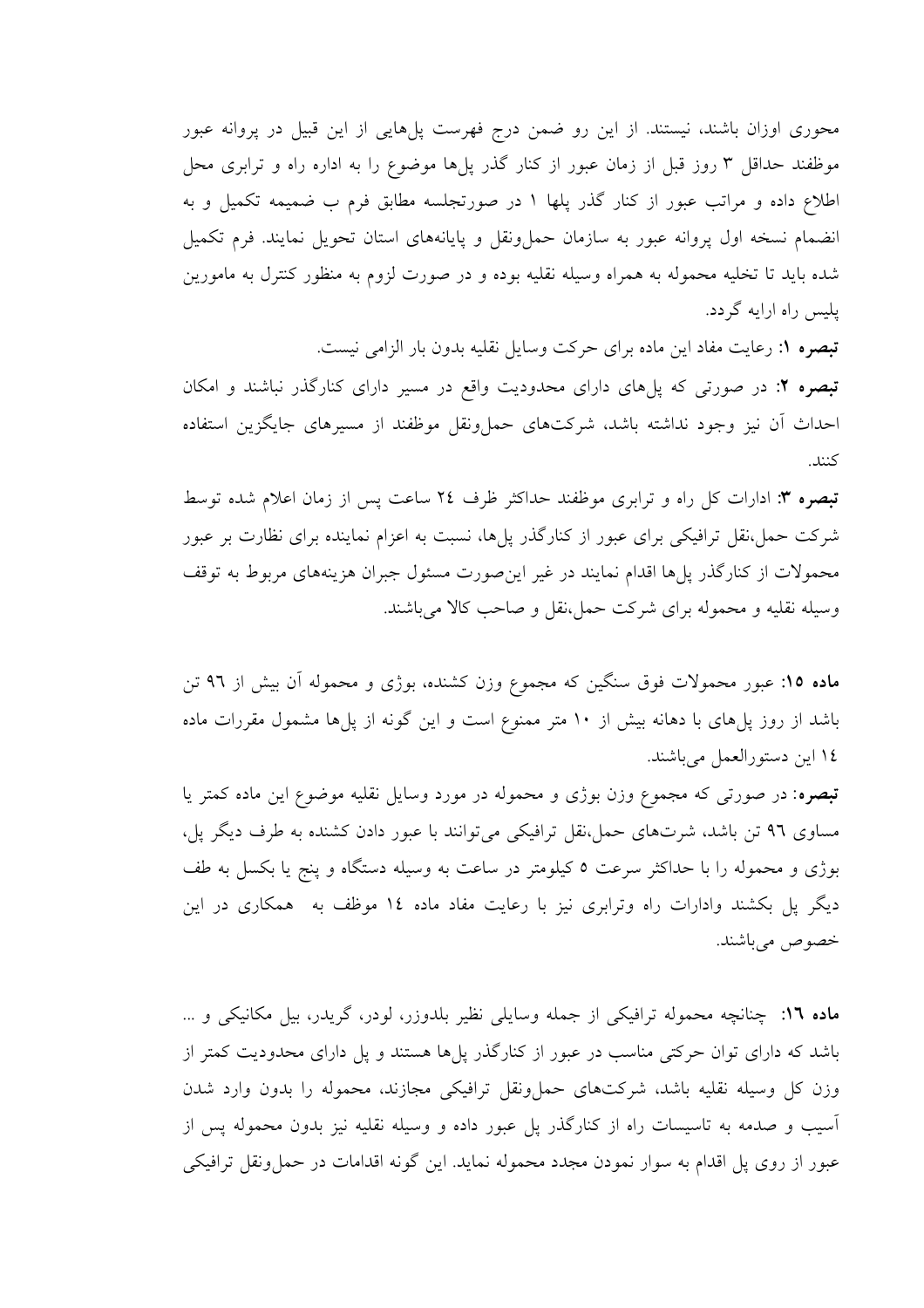محوری اوزان باشند، نیستند. از این رو ضمن درج فهرست پل‌هایی از این قبیل در پروانه عبور موظفند حداقل ۳ روز قبل از زمان عبور از کنار گذر پل‌ها موضوع را به اداره راه و ترابری محل اطلاع داده و مراتب عبور از کنار گذر پلها ۱ در صورتجلسه مطابق فرم ب ضمیمه تکمیل و به انضمام نسخه اول پروانه عبور به سازمان حمل‌ونقل و پایانه‌های استان تحویل نمایند. فرم تکمیل شده باید تا تخلیه محموله به همراه وسیله نقلیه بوده و در صورت لزوم به منظور کنترل به مامورین پلیس راه ارایه گردد.

**تبصره ۱:** رعایت مفاد این ماده برای حرکت وسایل نقلیه بدون بار الزامی نیست.

**تبصره ۲:** در صورتی که پل‌های دارای محدودیت واقع در مسیر دارای کنارگذر نباشند و امکان احداث آن نیز وجود نداشته باشد، شرکت‌های حمل‌ونقل موظفند از مسیرهای جایگزین استفاده کنند.

**تبصره ۳:** ادارات کل راه و ترابری موظفند حداکثر ظرف ۲٤ ساعت پس از زمان اعلام شده توسط شرکت حمل‌نقل ترافیکی برای عبور از کنارگذر پل‌ها، نسبت به اعزام نماینده برای نظارت بر عبور محمولات از کنارگذر پل‌ها اقدام نمایند در غیر این‌صورت مسئول جبران هزینه‌های مربوط به توقف وسیله نقلیه و محموله برای شرکت حمل‌نقل و صاحب کالا می‌باشند.

**ماده ۱۵:** عبور محمولات فوق سنگین که مجموع وزن کشنده، بوژی و محموله آن بیش از ۹٦ تن باشد از روز پل‌های با دهانه بیش از ۱۰ متر ممنوع است و این گونه از پل‌ها مشمول مقررات ماده ۱٤ این دستورالعمل می‌باشند.

**تبصره**: در صورتی که مجموع وزن بوژی و محموله در مورد وسایل نقلیه موضوع این ماده کمتر یا مساوی ۹٦ تن باشد، شرت‌های حمل‌نقل ترافیکی می‌توانند با عبور دادن کشنده به طرف دیگر پل، بوژی و محموله را با حداکثر سرعت ۵ کیلومتر در ساعت به وسیله دستگاه و پنج یا بکسل به طف دیگر پل بکشند وادارات راه وترابری نیز با رعایت مفاد ماده ۱٤ موظف به همکاری در این خصوص می‌باشند.

**ماده ۱٦:** چنانچه محموله ترافیکی از جمله وسایلی نظیر بلدوزر، لودر، گریدر، بیل مکانیکی و ... باشد که دارای توان حرکتی مناسب در عبور از کنارگذر پل‌ها هستند و پل دارای محدودیت کمتر از وزن کل وسیله نقلیه باشد، شرکت‌های حمل‌ونقل ترافیکی مجازند، محموله را بدون وارد شدن آسیب و صدمه به تاسیسات راه از کنارگذر پل عبور داده و وسیله نقلیه نیز بدون محموله پس از عبور از روی پل اقدام به سوار نمودن مجدد محموله نماید. این گونه اقدامات در حمل‌ونقل ترافیکی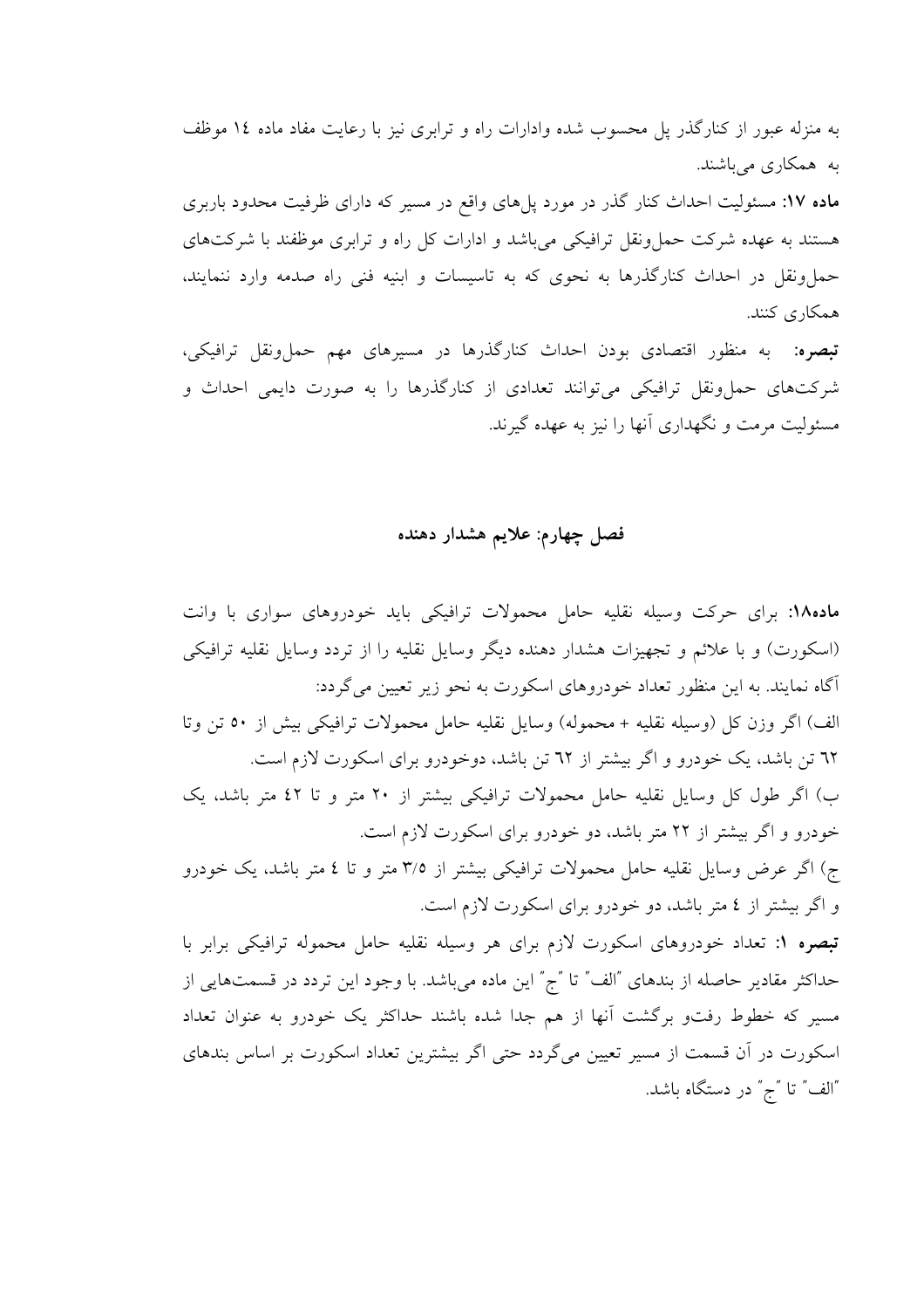به منزله عبور از کنارگذر پل محسوب شده وادارات راه و ترابری نیز با رعایت مفاد ماده ۱۴ موظف به همکاری می‌باشند.

**ماده ۱۷:** مسئولیت احداث کنار گذر در مورد پل‌های واقع در مسیر که دارای ظرفیت محدود باربری هستند به عهده شرکت حمل‌ونقل ترافیکی می‌باشد و ادارات کل راه و ترابری موظفند با شرکت‌های حمل‌ونقل در احداث کنارگذرها به نحوی که به تاسیسات و ابنیه فنی راه صدمه وارد ننمایند، همکاری کنند.

**تبصره:** به منظور اقتصادی بودن احداث کنارگذرها در مسیرهای مهم حمل‌ونقل ترافیکی، شرکت‌های حمل‌ونقل ترافیکی می‌توانند تعدادی از کنارگذرها را به صورت دایمی احداث و مسئولیت مرمت و نگهداری آنها را نیز به عهده گیرند.

## فصل چهارم: علایم هشدار دهنده

**ماده۱۸:** برای حرکت وسیله نقلیه حامل محمولات ترافیکی باید خودروهای سواری با وانت (اسکورت) و با علائم و تجهیزات هشدار دهنده دیگر وسایل نقلیه را از تردد وسایل نقلیه ترافیکی آگاه نمایند. به این منظور تعداد خودروهای اسکورت به نحو زیر تعیین می‌گردد:

الف) اگر وزن کل (وسیله نقلیه + محموله) وسایل نقلیه حامل محمولات ترافیکی بیش از ۵۰ تن وتا ٦٢ تن باشد، یک خودرو و اگر بیشتر از ٦٢ تن باشد، دوخودرو برای اسکورت لازم است.

ب) اگر طول کل وسایل نقلیه حامل محمولات ترافیکی بیشتر از ۲۰ متر و تا ٤٢ متر باشد، یک خودرو و اگر بیشتر از ۲۲ متر باشد، دو خودرو برای اسکورت لازم است.

ج) اگر عرض وسایل نقلیه حامل محمولات ترافیکی بیشتر از ۳/۵ متر و تا ٤ متر باشد، یک خودرو و اگر بیشتر از ٤ متر باشد، دو خودرو برای اسکورت لازم است.

**تبصره ۱:** تعداد خودروهای اسکورت لازم برای هر وسیله نقلیه حامل محموله ترافیکی برابر با حداکثر مقادیر حاصله از بندهای "الف" تا "ج" این ماده می‌باشد. با وجود این تردد در قسمت‌هایی از مسیر که خطوط رفت‌و برگشت آنها از هم جدا شده باشند حداکثر یک خودرو به عنوان تعداد اسکورت در آن قسمت از مسیر تعیین می‌گردد حتی اگر بیشترین تعداد اسکورت بر اساس بندهای "الف" تا "ج" در دستگاه باشد.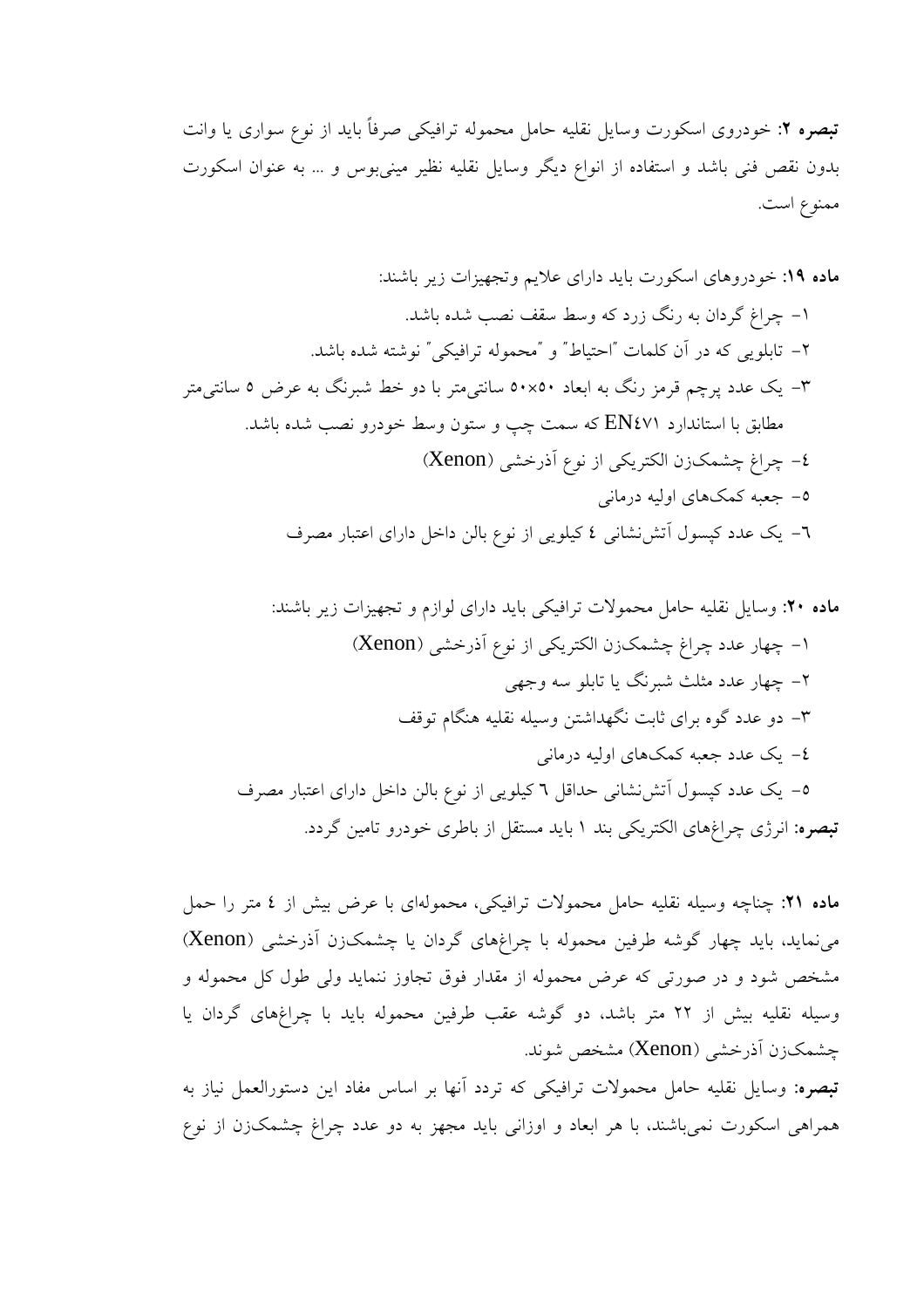**تبصره ۲:** خودروی اسکورت وسایل نقلیه حامل محموله ترافیکی صرفاً باید از نوع سواری یا وانت بدون نقص فنی باشد و استفاده از انواع دیگر وسایل نقلیه نظیر مینی‌بوس و ... به عنوان اسکورت ممنوع است.

**ماده ۱۹:** خودروهای اسکورت باید دارای علایم وتجهیزات زیر باشند:

۱- چراغ گردان به رنگ زرد که وسط سقف نصب شده باشد.

۲- تابلویی که در آن کلمات "احتیاط" و "محموله ترافیکی" نوشته شده باشد.

۳- یک عدد پرچم قرمز رنگ به ابعاد ۵۰×۵۰ سانتی‌متر با دو خط شبرنگ به عرض ۵ سانتی‌متر مطابق با استاندارد EN٤٧١ که سمت چپ و ستون وسط خودرو نصب شده باشد.

٤- چراغ چشمک‌زن الکتریکی از نوع آذرخشی (Xenon)

٥- جعبه کمک‌های اولیه درمانی

٦- یک عدد کپسول آتش‌نشانی ٤ کیلویی از نوع بالن داخل دارای اعتبار مصرف

**ماده ۲۰:** وسایل نقلیه حامل محمولات ترافیکی باید دارای لوازم و تجهیزات زیر باشند:

۱- چهار عدد چراغ چشمک‌زن الکتریکی از نوع آذرخشی (Xenon)

۲- چهار عدد مثلث شبرنگ یا تابلو سه وجهی

۳- دو عدد گوه برای ثابت نگهداشتن وسیله نقلیه هنگام توقف

٤- یک عدد جعبه کمک‌های اولیه درمانی

٥- یک عدد کپسول آتش‌نشانی حداقل ٦ کیلویی از نوع بالن داخل دارای اعتبار مصرف

**تبصره:** انرژی چراغ‌های الکتریکی بند ۱ باید مستقل از باطری خودرو تامین گردد.

**ماده ۲۱:** چناچه وسیله نقلیه حامل محمولات ترافیکی، محموله‌ای با عرض بیش از ٤ متر را حمل می‌نماید، باید چهار گوشه طرفین محموله با چراغ‌های گردان یا چشمک‌زن آذرخشی (Xenon) مشخص شود و در صورتی که عرض محموله از مقدار فوق تجاوز ننماید ولی طول کل محموله و وسیله نقلیه بیش از ۲۲ متر باشد، دو گوشه عقب طرفین محموله باید با چراغ‌های گردان یا چشمک‌زن آذرخشی (Xenon) مشخص شوند.

**تبصره:** وسایل نقلیه حامل محمولات ترافیکی که تردد آنها بر اساس مفاد این دستورالعمل نیاز به همراهی اسکورت نمی‌باشند، با هر ابعاد و اوزانی باید مجهز به دو عدد چراغ چشمک‌زن از نوع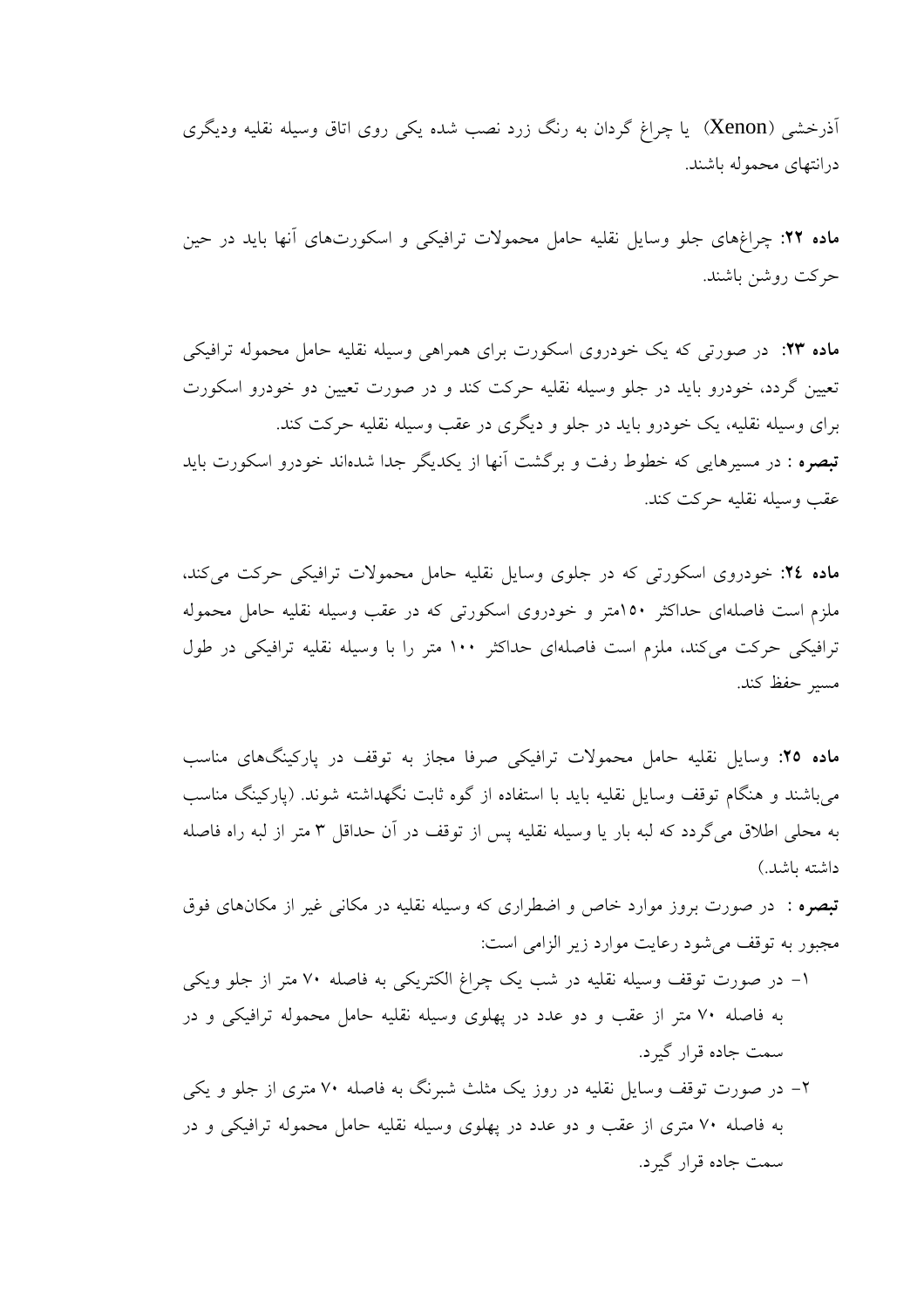آذرخشی (Xenon) یا چراغ گردان به رنگ زرد نصب شده یکی روی اتاق وسیله نقلیه ودیگری درانتهای محموله باشند.

**ماده ۲۲:** چراغ‌های جلو وسایل نقلیه حامل محمولات ترافیکی و اسکورت‌های آنها باید در حین حرکت روشن باشند.

**ماده ۲۳:** در صورتی که یک خودروی اسکورت برای همراهی وسیله نقلیه حامل محموله ترافیکی تعیین گردد، خودرو باید در جلو وسیله نقلیه حرکت کند و در صورت تعیین دو خودرو اسکورت برای وسیله نقلیه، یک خودرو باید در جلو و دیگری در عقب وسیله نقلیه حرکت کند.

**تبصره** : در مسیرهایی که خطوط رفت و برگشت آنها از یکدیگر جدا شده‌اند خودرو اسکورت باید عقب وسیله نقلیه حرکت کند.

**ماده ۲٤:** خودروی اسکورتی که در جلوی وسایل نقلیه حامل محمولات ترافیکی حرکت می‌کند، ملزم است فاصله‌ای حداکثر ۱۵۰متر و خودروی اسکورتی که در عقب وسیله نقلیه حامل محموله ترافیکی حرکت می‌کند، ملزم است فاصله‌ای حداکثر ۱۰۰ متر را با وسیله نقلیه ترافیکی در طول مسیر حفظ کند.

**ماده ۲۵:** وسایل نقلیه حامل محمولات ترافیکی صرفا مجاز به توقف در پارکینگ‌های مناسب می‌باشند و هنگام توقف وسایل نقلیه باید با استفاده از گوه ثابت نگهداشته شوند. (پارکینگ مناسب به محلی اطلاق می‌گردد که لبه بار یا وسیله نقلیه پس از توقف در آن حداقل ۳ متر از لبه راه فاصله داشته باشد.)

**تبصره** : در صورت بروز موارد خاص و اضطراری که وسیله نقلیه در مکانی غیر از مکان‌های فوق مجبور به توقف می‌شود رعایت موارد زیر الزامی است:

۱- در صورت توقف وسیله نقلیه در شب یک چراغ الکتریکی به فاصله ۷۰ متر از جلو ویکی به فاصله ۷۰ متر از عقب و دو عدد در پهلوی وسیله نقلیه حامل محموله ترافیکی و در سمت جاده قرار گیرد.

۲- در صورت توقف وسایل نقلیه در روز یک مثلث شبرنگ به فاصله ۷۰ متری از جلو و یکی به فاصله ۷۰ متری از عقب و دو عدد در پهلوی وسیله نقلیه حامل محموله ترافیکی و در سمت جاده قرار گیرد.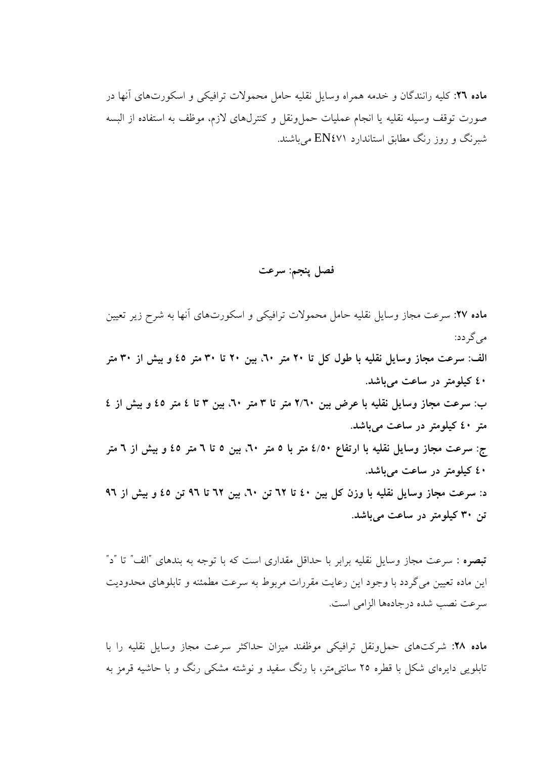**ماده ۲۶**: کلیه رانندگان و خدمه همراه وسایل نقلیه حامل محمولات ترافیکی و اسکورت‌های آنها در صورت توقف وسیله نقلیه یا انجام عملیات حمل‌ونقل و کنترل‌های لازم، موظف به استفاده از البسه شبرنگ و روز رنگ مطابق استاندارد EN٤٧١ می‌باشند.

## فصل پنجم: سرعت

**ماده ۲۷**: سرعت مجاز وسایل نقلیه حامل محمولات ترافیکی و اسکورت‌های آنها به شرح زیر تعیین می‌گردد:

**الف: سرعت مجاز وسایل نقلیه با طول کل تا ۲۰ متر ٦٠، بین ۲۰ تا ۳۰ متر ٤٥ و بیش از ۳۰ متر ٤٠ کیلومتر در ساعت می‌باشد.**

**ب: سرعت مجاز وسایل نقلیه با عرض بین ۲/٦٠ متر تا ۳ متر ٦٠، بین ۳ تا ٤ متر ٤٥ و بیش از ٤ متر ٤٠ کیلومتر در ساعت می‌باشد.**

**ج: سرعت مجاز وسایل نقلیه با ارتفاع ٤/٥٠ متر با ٥ متر ٦٠، بین ٥ تا ٦ متر ٤٥ و بیش از ٦ متر ٤٠ کیلومتر در ساعت می‌باشد.**

**د: سرعت مجاز وسایل نقلیه با وزن کل بین ٤٠ تا ٦٢ تن ٦٠، بین ٦٢ تا ٩٦ تن ٤٥ و بیش از ٩٦ تن ۳۰ کیلومتر در ساعت می‌باشد.**

**تبصره** : سرعت مجاز وسایل نقلیه برابر با حداقل مقداری است که با توجه به بندهای "الف" تا "د" این ماده تعیین می‌گردد با وجود این رعایت مقررات مربوط به سرعت مطمئنه و تابلوهای محدودیت سرعت نصب شده درجاده‌ها الزامی است.

**ماده ۲۸**: شرکت‌های حمل‌ونقل ترافیکی موظفند میزان حداکثر سرعت مجاز وسایل نقلیه را با تابلویی دایره‌ای شکل با قطره ۲٥ سانتی‌متر، با رنگ سفید و نوشته مشکی رنگ و با حاشیه قرمز به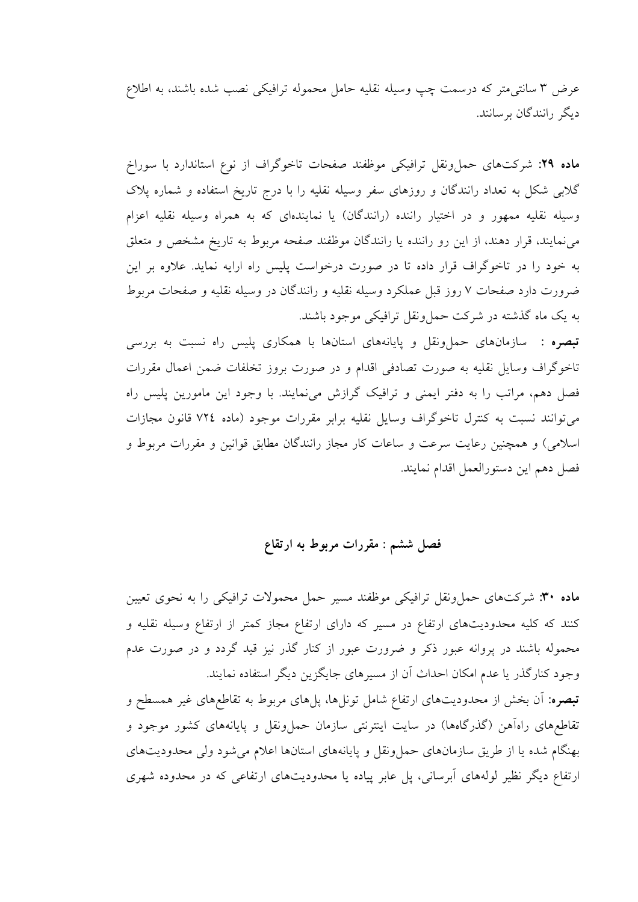عرض ۳ سانتی‌متر که درسمت چپ وسیله نقلیه حامل محموله ترافیکی نصب شده باشند، به اطلاع دیگر رانندگان برسانند.

**ماده ۲۹:** شرکت‌های حمل‌ونقل ترافیکی موظفند صفحات تاخوگراف از نوع استاندارد با سوراخ گلابی شکل به تعداد رانندگان و روزهای سفر وسیله نقلیه را با درج تاریخ استفاده و شماره پلاک وسیله نقلیه ممهور و در اختیار راننده (رانندگان) یا نماینده‌ای که به همراه وسیله نقلیه اعزام می‌نمایند، قرار دهند، از این رو راننده یا رانندگان موظفند صفحه مربوط به تاریخ مشخص و متعلق به خود را در تاخوگراف قرار داده تا در صورت درخواست پلیس راه ارایه نماید. علاوه بر این ضرورت دارد صفحات ۷ روز قبل عملکرد وسیله نقلیه و رانندگان در وسیله نقلیه و صفحات مربوط به یک ماه گذشته در شرکت حمل‌ونقل ترافیکی موجود باشند.

**تبصره :** سازمان‌های حمل‌ونقل و پایانه‌های استان‌ها با همکاری پلیس راه نسبت به بررسی تاخوگراف وسایل نقلیه به صورت تصادفی اقدام و در صورت بروز تخلفات ضمن اعمال مقررات فصل دهم، مراتب را به دفتر ایمنی و ترافیک گزارش می‌نمایند. با وجود این مامورین پلیس راه می‌توانند نسبت به کنترل تاخوگراف وسایل نقلیه برابر مقررات موجود (ماده ۷۲٤ قانون مجازات اسلامی) و همچنین رعایت سرعت و ساعات کار مجاز رانندگان مطابق قوانین و مقررات مربوط و فصل دهم این دستورالعمل اقدام نمایند.

## فصل ششم : مقررات مربوط به ارتفاع

**ماده ۳۰:** شرکت‌های حمل‌ونقل ترافیکی موظفند مسیر حمل محمولات ترافیکی را به نحوی تعیین کنند که کلیه محدودیت‌های ارتفاع در مسیر که دارای ارتفاع مجاز کمتر از ارتفاع وسیله نقلیه و محموله باشند در پروانه عبور ذکر و ضرورت عبور از کنار گذر نیز قید گردد و در صورت عدم وجود کنارگذر یا عدم امکان احداث آن از مسیرهای جایگزین دیگر استفاده نمایند.

**تبصره:** آن بخش از محدودیت‌های ارتفاع شامل تونل‌ها، پل‌های مربوط به تقاطع‌های غیر همسطح و تقاطع‌های راه‌آهن (گذرگاه‌ها) در سایت اینترنتی سازمان حمل‌ونقل و پایانه‌های کشور موجود و بهنگام شده یا از طریق سازمان‌های حمل‌ونقل و پایانه‌های استان‌ها اعلام می‌شود ولی محدودیت‌های ارتفاع دیگر نظیر لوله‌های آبرسانی، پل عابر پیاده یا محدودیت‌های ارتفاعی که در محدوده شهری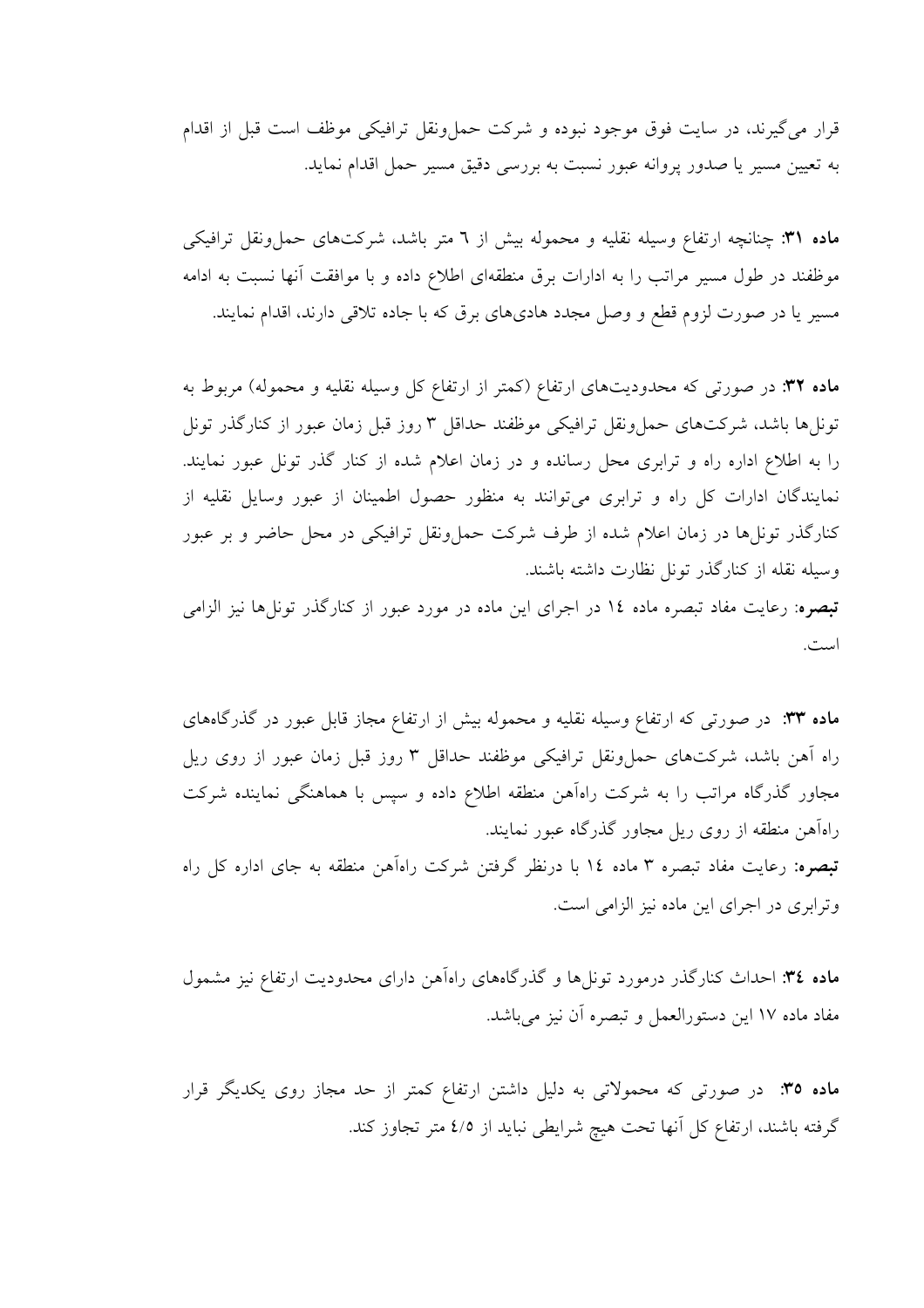قرار می‌گیرند، در سایت فوق موجود نبوده و شرکت حمل‌ونقل ترافیکی موظف است قبل از اقدام به تعیین مسیر یا صدور پروانه عبور نسبت به بررسی دقیق مسیر حمل اقدام نماید.

**ماده ۳۱:** چنانچه ارتفاع وسیله نقلیه و محموله بیش از ٦ متر باشد، شرکت‌های حمل‌ونقل ترافیکی موظفند در طول مسیر مراتب را به ادارات برق منطقه‌ای اطلاع داده و با موافقت آنها نسبت به ادامه مسیر یا در صورت لزوم قطع و وصل مجدد هادی‌های برق که با جاده تلاقی دارند، اقدام نمایند.

**ماده ۳۲:** در صورتی که محدودیت‌های ارتفاع (کمتر از ارتفاع کل وسیله نقلیه و محموله) مربوط به تونل‌ها باشد، شرکت‌های حمل‌ونقل ترافیکی موظفند حداقل ۳ روز قبل زمان عبور از کنارگذر تونل را به اطلاع اداره راه و ترابری محل رسانده و در زمان اعلام شده از کنار گذر تونل عبور نمایند. نمایندگان ادارات کل راه و ترابری می‌توانند به منظور حصول اطمینان از عبور وسایل نقلیه از کنارگذر تونل‌ها در زمان اعلام شده از طرف شرکت حمل‌ونقل ترافیکی در محل حاضر و بر عبور وسیله نقله از کنارگذر تونل نظارت داشته باشند.

**تبصره**: رعایت مفاد تبصره ماده ١٤ در اجرای این ماده در مورد عبور از کنارگذر تونل‌ها نیز الزامی است.

**ماده ۳۳:** در صورتی که ارتفاع وسیله نقلیه و محموله بیش از ارتفاع مجاز قابل عبور در گذرگاه‌های راه آهن باشد، شرکت‌های حمل‌ونقل ترافیکی موظفند حداقل ۳ روز قبل زمان عبور از روی ریل مجاور گذرگاه مراتب را به شرکت راه‌آهن منطقه اطلاع داده و سپس با هماهنگی نماینده شرکت راه‌آهن منطقه از روی ریل مجاور گذرگاه عبور نمایند.

**تبصره**: رعایت مفاد تبصره ۳ ماده ١٤ با درنظر گرفتن شرکت راه‌آهن منطقه به جای اداره کل راه وترابری در اجرای این ماده نیز الزامی است.

**ماده ٣٤:** احداث کنارگذر درمورد تونل‌ها و گذرگاه‌های راه‌آهن دارای محدودیت ارتفاع نیز مشمول مفاد ماده ١٧ این دستورالعمل و تبصره آن نیز می‌باشد.

**ماده ۳۵:** در صورتی که محمولاتی به دلیل داشتن ارتفاع کمتر از حد مجاز روی یکدیگر قرار گرفته باشند، ارتفاع کل آنها تحت هیچ شرایطی نباید از ٤/٥ متر تجاوز کند.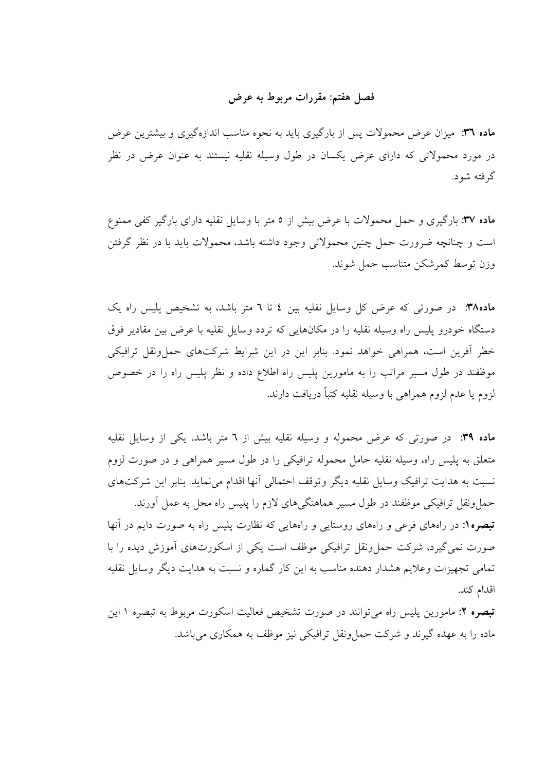## فصل هفتم: مقررات مربوط به عرض

**ماده ٣٦:** میزان عرض محمولات پس از بارگیری باید به نحوه مناسب اندازه‌گیری و بیشترین عرض در مورد محمولاتی که دارای عرض یکسان در طول وسیله نقلیه نیستند به عنوان عرض در نظر گرفته شود.

**ماده ٣٧:** بارگیری و حمل محمولات با عرض بیش از ٥ متر با وسایل نقلیه دارای بارگیر کفی ممنوع است و چنانچه ضرورت حمل چنین محمولاتی وجود داشته باشد، محمولات باید با در نظر گرفتن وزن توسط کمرشکن متناسب حمل شوند.

**ماده٣٨:** در صورتی که عرض کل وسایل نقلیه بین ٤ تا ٦ متر باشد، به تشخیص پلیس راه یک دستگاه خودرو پلیس راه وسیله نقلیه را در مکان‌هایی که تردد وسایل نقلیه با عرض بین مقادیر فوق خطر آفرین است، همراهی خواهد نمود. بنابر این در این شرایط شرکت‌های حمل‌ونقل ترافیکی موظفند در طول مسیر مراتب را به مامورین پلیس راه اطلاع داده و نظر پلیس راه را در خصوص لزوم یا عدم لزوم همراهی با وسیله نقلیه کتباً دریافت دارند.

**ماده ٣٩:** در صورتی که عرض محموله و وسیله نقلیه بیش از ٦ متر باشد، یکی از وسایل نقلیه متعلق به پلیس راه، وسیله نقلیه حامل محموله ترافیکی را در طول مسیر همراهی و در صورت لزوم نسبت به هدایت ترافیک وسایل نقلیه دیگر وتوقف احتمالی آنها اقدام می‌نماید. بنابر این شرکت‌های حمل‌ونقل ترافیکی موظفند در طول مسیر هماهنگی‌های لازم را پلیس راه محل به عمل آورند.

**تبصره١:** در راه‌های فرعی و راههای روستایی و راههایی که نظارت پلیس راه به صورت دایم در آنها صورت نمی‌گیرد، شرکت حمل‌ونقل ترافیکی موظف است یکی از اسکورت‌های آموزش دیده را با تمامی تجهیزات وعلایم هشدار دهنده مناسب به این کار گماره و نسبت به هدایت دیگر وسایل نقلیه اقدام کند.

**تبصره ٢:** مامورین پلیس راه می‌توانند در صورت تشخیص فعالیت اسکورت مربوط به تبصره ١ این ماده را به عهده گیرند و شرکت حمل‌ونقل ترافیکی نیز موظف به همکاری می‌باشد.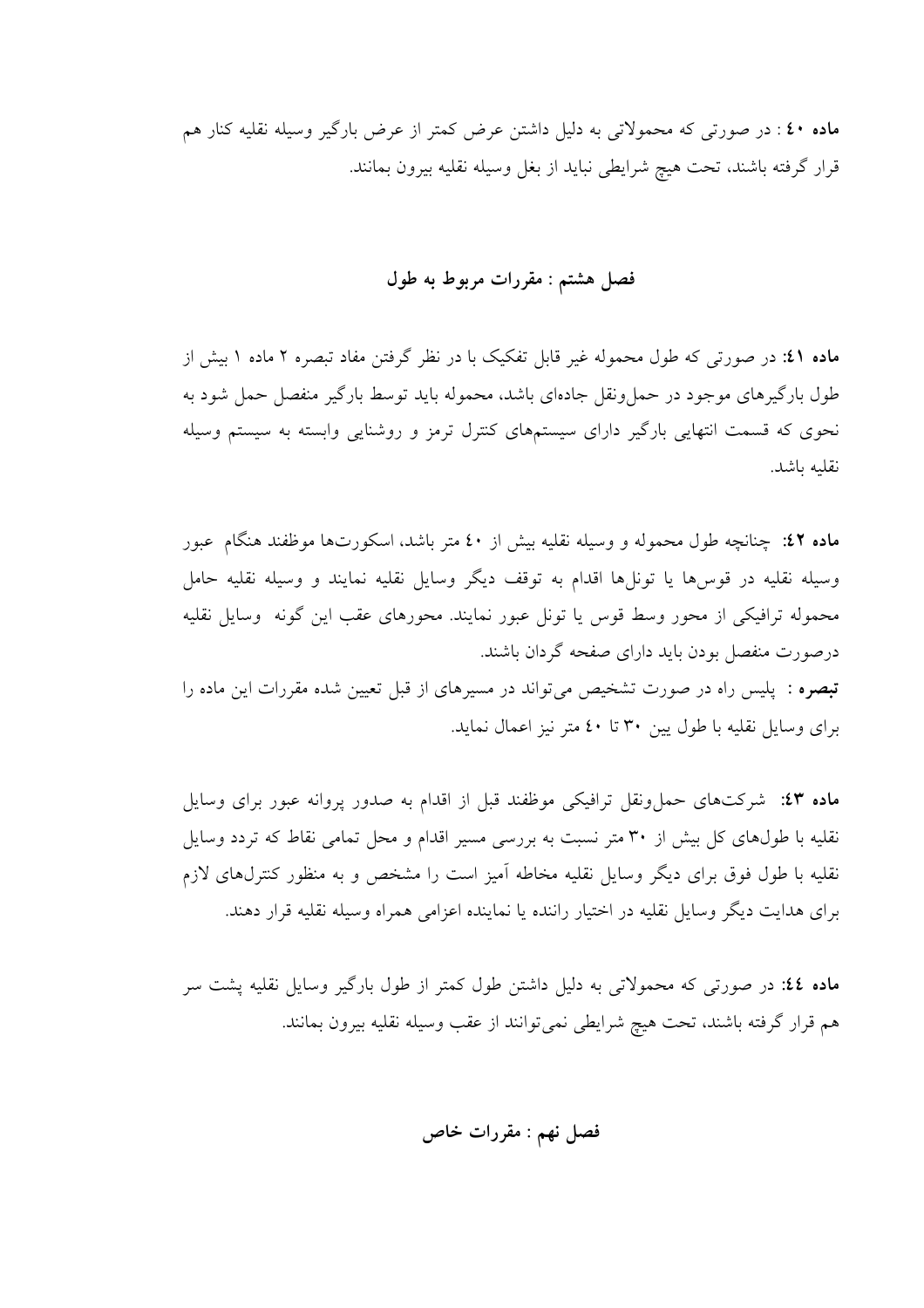**ماده ٤٠** : در صورتی که محمولاتی به دلیل داشتن عرض کمتر از عرض بارگیر وسیله نقلیه کنار هم قرار گرفته باشند، تحت هیچ شرایطی نباید از بغل وسیله نقلیه بیرون بمانند.

## فصل هشتم : مقررات مربوط به طول

**ماده ٤١:** در صورتی که طول محموله غیر قابل تفکیک با در نظر گرفتن مفاد تبصره ۲ ماده ۱ بیش از طول بارگیرهای موجود در حمل‌ونقل جاده‌ای باشد، محموله باید توسط بارگیر منفصل حمل شود به نحوی که قسمت انتهایی بارگیر دارای سیستم‌های کنترل ترمز و روشنایی وابسته به سیستم وسیله نقلیه باشد.

**ماده ٤٢:** چنانچه طول محموله و وسیله نقلیه بیش از ٤٠ متر باشد، اسکورت‌ها موظفند هنگام عبور وسیله نقلیه در قوس‌ها یا تونل‌ها اقدام به توقف دیگر وسایل نقلیه نمایند و وسیله نقلیه حامل محموله ترافیکی از محور وسط قوس یا تونل عبور نمایند. محورهای عقب این گونه وسایل نقلیه درصورت منفصل بودن باید دارای صفحه گردان باشند.

**تبصره** : پلیس راه در صورت تشخیص می‌تواند در مسیرهای از قبل تعیین شده مقررات این ماده را برای وسایل نقلیه با طول بین ۳۰ تا ٤٠ متر نیز اعمال نماید.

**ماده ٤٣:** شرکت‌های حمل‌ونقل ترافیکی موظفند قبل از اقدام به صدور پروانه عبور برای وسایل نقلیه با طول‌های کل بیش از ۳۰ متر نسبت به بررسی مسیر اقدام و محل تمامی نقاط که تردد وسایل نقلیه با طول فوق برای دیگر وسایل نقلیه مخاطره آمیز است را مشخص و به منظور کنترل‌های لازم برای هدایت دیگر وسایل نقلیه در اختیار راننده یا نماینده اعزامی همراه وسیله نقلیه قرار دهند.

**ماده ٤٤:** در صورتی که محمولاتی به دلیل داشتن طول کمتر از طول بارگیر وسایل نقلیه پشت سر هم قرار گرفته باشند، تحت هیچ شرایطی نمی‌توانند از عقب وسیله نقلیه بیرون بمانند.

## فصل نهم : مقررات خاص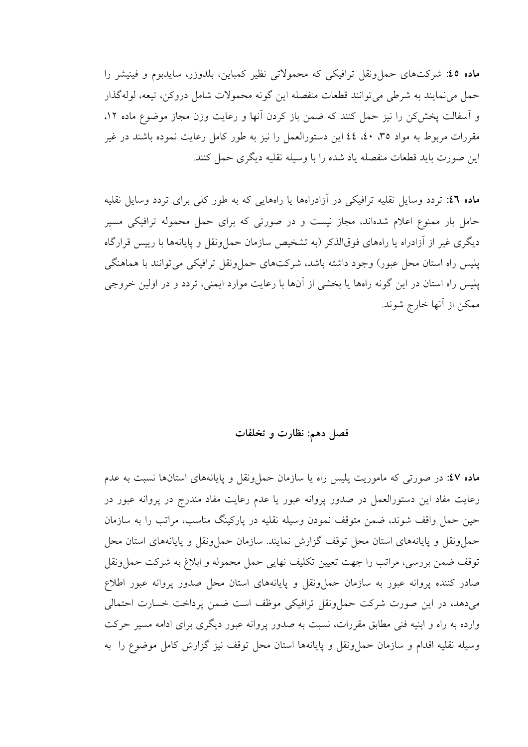**ماده ٤٥:** شرکت‌های حمل‌ونقل ترافیکی که محمولاتی نظیر کمباین، بلدوزر، سایدبوم و فینیشر را حمل می‌نمایند به شرطی می‌توانند قطعات منفصله این گونه محمولات شامل دروکن، تیغه، لوله‌گذار و آسفالت پخش‌کن را نیز حمل کنند که ضمن باز کردن آنها و رعایت وزن مجاز موضوع ماده ١٢، مقررات مربوط به مواد ٣٥، ٤٠، ٤٤ این دستورالعمل را نیز به طور کامل رعایت نموده باشند در غیر این صورت باید قطعات منفصله یاد شده را با وسیله نقلیه دیگری حمل کنند.

**ماده ٤٦:** تردد وسایل نقلیه ترافیکی در آزادراه‌ها یا راههایی که به طور کلی برای تردد وسایل نقلیه حامل بار ممنوع اعلام شده‌اند، مجاز نیست و در صورتی که برای حمل محموله ترافیکی مسیر دیگری غیر از آزادراه یا راههای فوق‌الذکر (به تشخیص سازمان حمل‌ونقل و پایانه‌ها با رییس قرارگاه پلیس راه استان محل عبور) وجود داشته باشد، شرکت‌های حمل‌ونقل ترافیکی می‌توانند با هماهنگی پلیس راه استان در این گونه راهها یا بخشی از آن‌ها با رعایت موارد ایمنی، تردد و در اولین خروجی ممکن از آنها خارج شوند.

## فصل دهم: نظارت و تخلفات

**ماده ٤٧:** در صورتی که ماموریت پلیس راه یا سازمان حمل‌ونقل و پایانه‌های استان‌ها نسبت به عدم رعایت مفاد این دستورالعمل در صدور پروانه عبور یا عدم رعایت مفاد مندرج در پروانه عبور در حین حمل واقف شوند، ضمن متوقف نمودن وسیله نقلیه در پارکینگ مناسب، مراتب را به سازمان حمل‌ونقل و پایانه‌های استان محل توقف گزارش نمایند. سازمان حمل‌ونقل و پایانه‌های استان محل توقف ضمن بررسی، مراتب را جهت تعیین تکلیف نهایی حمل محموله و ابلاغ به شرکت حمل‌ونقل صادر کننده پروانه عبور به سازمان حمل‌ونقل و پایانه‌های استان محل صدور پروانه عبور اطلاع می‌دهد، در این صورت شرکت حمل‌ونقل ترافیکی موظف است ضمن پرداخت خسارت احتمالی وارده به راه و ابنیه فنی مطابق مقررات، نسبت به صدور پروانه عبور دیگری برای ادامه مسیر حرکت وسیله نقلیه اقدام و سازمان حمل‌ونقل و پایانه‌ها استان محل توقف نیز گزارش کامل موضوع را به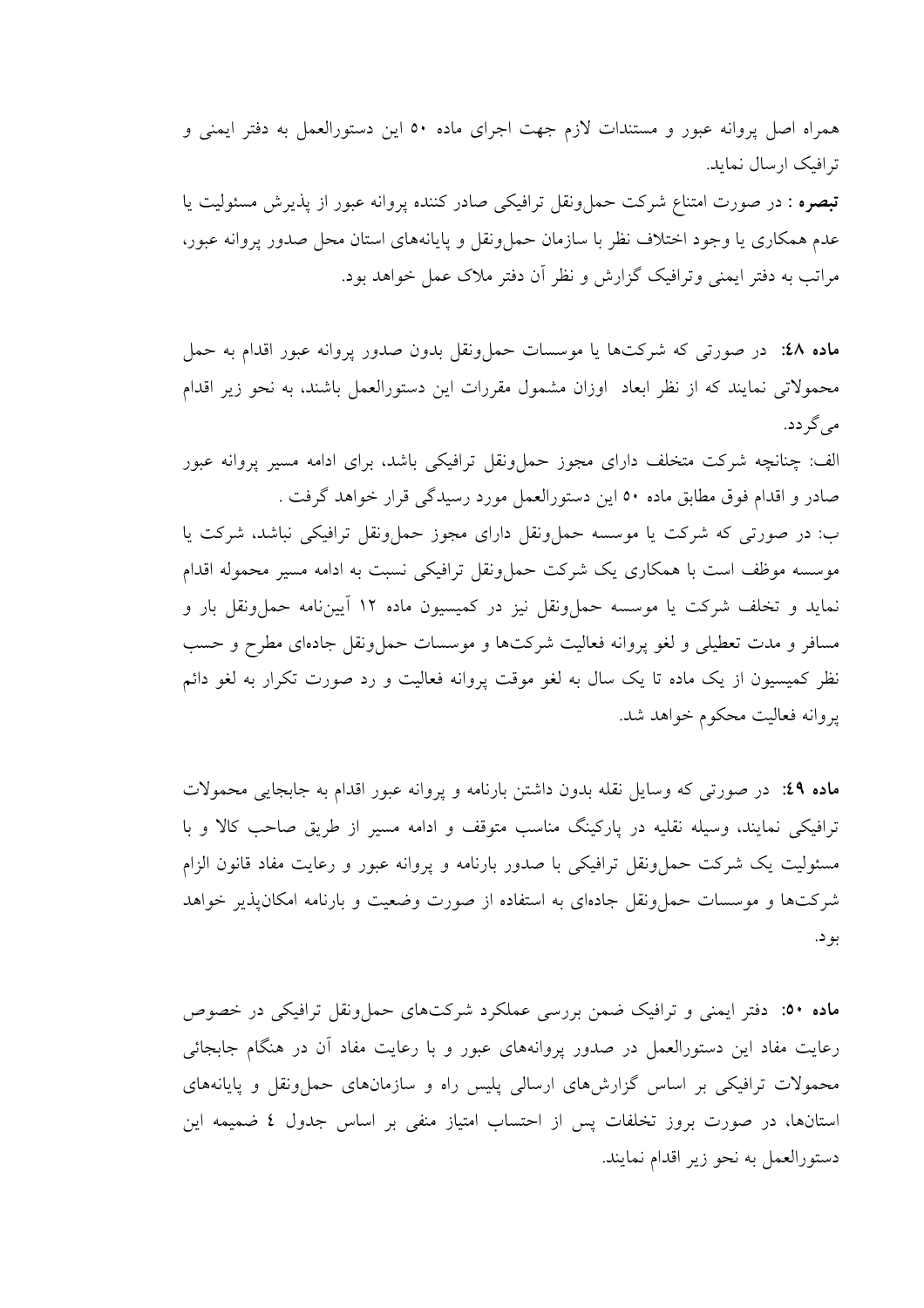همراه اصل پروانه عبور و مستندات لازم جهت اجرای ماده ۵۰ این دستورالعمل به دفتر ایمنی و ترافیک ارسال نماید.

**تبصره** : در صورت امتناع شرکت حمل‌ونقل ترافیکی صادر کننده پروانه عبور از پذیرش مسئولیت یا عدم همکاری یا وجود اختلاف نظر با سازمان حمل‌ونقل و پایانه‌های استان محل صدور پروانه عبور، مراتب به دفتر ایمنی وترافیک گزارش و نظر آن دفتر ملاک عمل خواهد بود.

**ماده ٤٨:** در صورتی که شرکت‌ها یا موسسات حمل‌ونقل بدون صدور پروانه عبور اقدام به حمل محمولاتی نمایند که از نظر ابعاد اوزان مشمول مقررات این دستورالعمل باشند، به نحو زیر اقدام می‌گردد.

الف: چنانچه شرکت متخلف دارای مجوز حمل‌ونقل ترافیکی باشد، برای ادامه مسیر پروانه عبور صادر و اقدام فوق مطابق ماده ۵۰ این دستورالعمل مورد رسیدگی قرار خواهد گرفت .

ب: در صورتی که شرکت یا موسسه حمل‌ونقل دارای مجوز حمل‌ونقل ترافیکی نباشد، شرکت یا موسسه موظف است با همکاری یک شرکت حمل‌ونقل ترافیکی نسبت به ادامه مسیر محموله اقدام نماید و تخلف شرکت یا موسسه حمل‌ونقل نیز در کمیسیون ماده ۱۲ آیین‌نامه حمل‌ونقل بار و مسافر و مدت تعطیلی و لغو پروانه فعالیت شرکت‌ها و موسسات حمل‌ونقل جاده‌ای مطرح و حسب نظر کمیسیون از یک ماده تا یک سال به لغو موقت پروانه فعالیت و رد صورت تکرار به لغو دائم پروانه فعالیت محکوم خواهد شد.

**ماده ٤٩:** در صورتی که وسایل نقله بدون داشتن بارنامه و پروانه عبور اقدام به جابجایی محمولات ترافیکی نمایند، وسیله نقلیه در پارکینگ مناسب متوقف و ادامه مسیر از طریق صاحب کالا و با مسئولیت یک شرکت حمل‌ونقل ترافیکی با صدور بارنامه و پروانه عبور و رعایت مفاد قانون الزام شرکت‌ها و موسسات حمل‌ونقل جاده‌ای به استفاده از صورت وضعیت و بارنامه امکان‌پذیر خواهد بود.

**ماده ۵۰:** دفتر ایمنی و ترافیک ضمن بررسی عملکرد شرکت‌های حمل‌ونقل ترافیکی در خصوص رعایت مفاد این دستورالعمل در صدور پروانه‌های عبور و با رعایت مفاد آن در هنگام جابجائی محمولات ترافیکی بر اساس گزارش‌های ارسالی پلیس راه و سازمان‌های حمل‌ونقل و پایانه‌های استان‌ها، در صورت بروز تخلفات پس از احتساب امتیاز منفی بر اساس جدول ٤ ضمیمه این دستورالعمل به نحو زیر اقدام نمایند.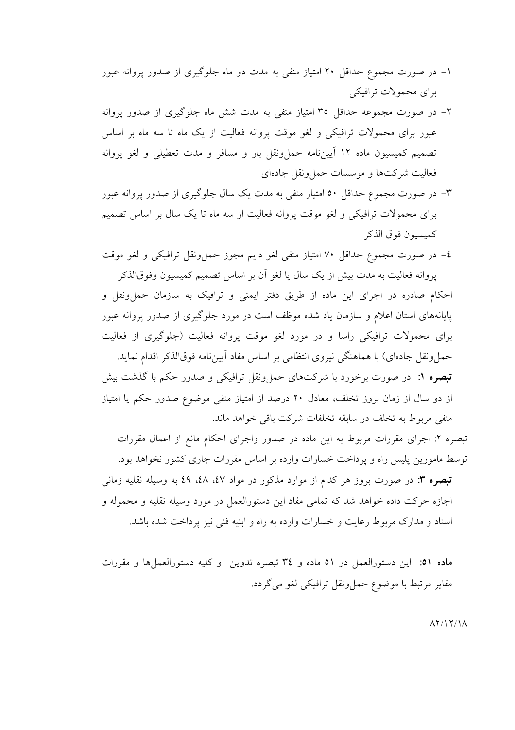۱- در صورت مجموع حداقل ۲۰ امتیاز منفی به مدت دو ماه جلوگیری از صدور پروانه عبور برای محمولات ترافیکی

۲- در صورت مجموعه حداقل ۳۵ امتیاز منفی به مدت شش ماه جلوگیری از صدور پروانه عبور برای محمولات ترافیکی و لغو موقت پروانه فعالیت از یک ماه تا سه ماه بر اساس تصمیم کمیسیون ماده ۱۲ آیین‌نامه حمل‌ونقل بار و مسافر و مدت تعطیلی و لغو پروانه فعالیت شرکت‌ها و موسسات حمل‌ونقل جاده‌ای

۳- در صورت مجموع حداقل ۵۰ امتیاز منفی به مدت یک سال جلوگیری از صدور پروانه عبور برای محمولات ترافیکی و لغو موقت پروانه فعالیت از سه ماه تا یک سال بر اساس تصمیم کمیسیون فوق الذکر

٤- در صورت مجموع حداقل ۷۰ امتیاز منفی لغو دایم مجوز حمل‌ونقل ترافیکی و لغو موقت پروانه فعالیت به مدت بیش از یک سال یا لغو آن بر اساس تصمیم کمیسیون وفوق‌الذکر

احکام صادره در اجرای این ماده از طریق دفتر ایمنی و ترافیک به سازمان حمل‌ونقل و پایانه‌های استان اعلام و سازمان یاد شده موظف است در مورد جلوگیری از صدور پروانه عبور برای محمولات ترافیکی راسا و در مورد لغو موقت پروانه فعالیت (جلوگیری از فعالیت حمل‌ونقل جاده‌ای) با هماهنگی نیروی انتظامی بر اساس مفاد آیین‌نامه فوق‌الذکر اقدام نماید.

**تبصره ۱:** در صورت برخورد با شرکت‌های حمل‌ونقل ترافیکی و صدور حکم با گذشت بیش از دو سال از زمان بروز تخلف، معادل ۲۰ درصد از امتیاز منفی موضوع صدور حکم یا امتیاز منفی مربوط به تخلف در سابقه تخلفات شرکت باقی خواهد ماند.

تبصره ۲: اجرای مقررات مربوط به این ماده در صدور واجرای احکام مانع از اعمال مقررات توسط مامورین پلیس راه و پرداخت خسارات وارده بر اساس مقررات جاری کشور نخواهد بود.

**تبصره ۳:** در صورت بروز هر کدام از موارد مذکور در مواد ٤۷، ٤۸، ٤۹ به وسیله نقلیه زمانی اجازه حرکت داده خواهد شد که تمامی مفاد این دستورالعمل در مورد وسیله نقلیه و محموله و اسناد و مدارک مربوط رعایت و خسارات وارده به راه و ابنیه فنی نیز پرداخت شده باشد.

**ماده ۵۱:** این دستورالعمل در ۵۱ ماده و ۳٤ تبصره تدوین و کلیه دستورالعمل‌ها و مقررات مقایر مرتبط با موضوع حمل‌ونقل ترافیکی لغو می‌گردد.

۸۲/۱۲/۱۸